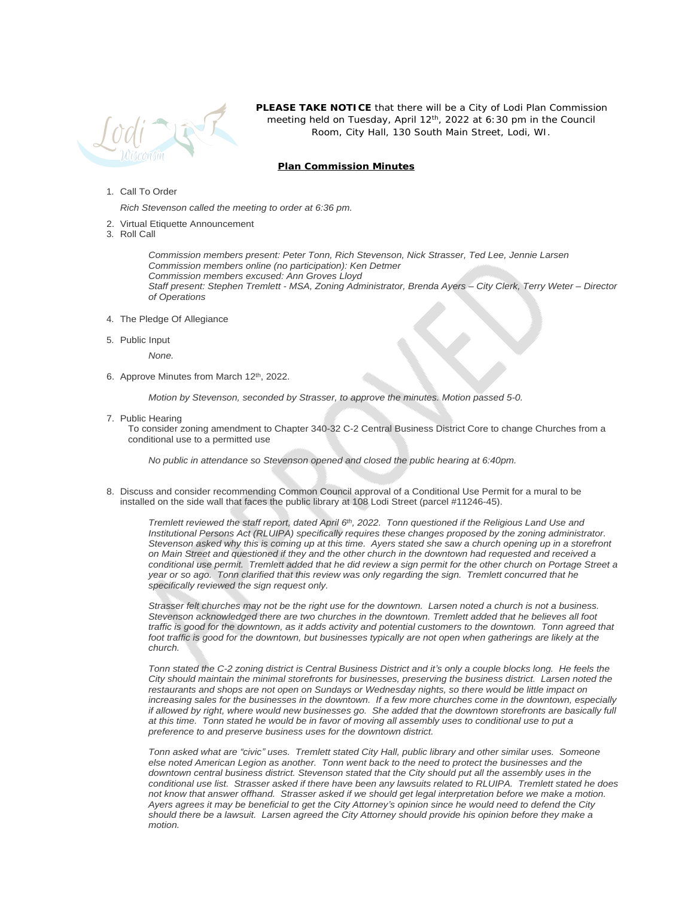**PLEASE TAKE NOTICE** that there will be a City of Lodi Plan Commission meeting held on Tuesday, April 12th, 2022 at 6:30 pm in the Council Room, City Hall, 130 South Main Street, Lodi, WI.

**Plan Commission Minutes**

1. Call To Order

   *Rich Stevenson called the meeting to order at 6:36 pm.*

2. Virtual Etiquette Announcement
3. Roll Call

   *Commission members present: Peter Tonn, Rich Stevenson, Nick Strasser, Ted Lee, Jennie Larsen*
   *Commission members online (no participation): Ken Detmer*
   *Commission members excused: Ann Groves Lloyd*
   *Staff present: Stephen Tremlett - MSA, Zoning Administrator, Brenda Ayers – City Clerk, Terry Weter – Director of Operations*

4. The Pledge Of Allegiance

5. Public Input

   *None.*

6. Approve Minutes from March 12th, 2022.

   *Motion by Stevenson, seconded by Strasser, to approve the minutes. Motion passed 5-0.*

7. Public Hearing
   To consider zoning amendment to Chapter 340-32 C-2 Central Business District Core to change Churches from a conditional use to a permitted use

   *No public in attendance so Stevenson opened and closed the public hearing at 6:40pm.*

8. Discuss and consider recommending Common Council approval of a Conditional Use Permit for a mural to be installed on the side wall that faces the public library at 108 Lodi Street (parcel #11246-45).

   *Tremlett reviewed the staff report, dated April 6th, 2022. Tonn questioned if the Religious Land Use and Institutional Persons Act (RLUIPA) specifically requires these changes proposed by the zoning administrator. Stevenson asked why this is coming up at this time. Ayers stated she saw a church opening up in a storefront on Main Street and questioned if they and the other church in the downtown had requested and received a conditional use permit. Tremlett added that he did review a sign permit for the other church on Portage Street a year or so ago. Tonn clarified that this review was only regarding the sign. Tremlett concurred that he specifically reviewed the sign request only.*

   *Strasser felt churches may not be the right use for the downtown. Larsen noted a church is not a business. Stevenson acknowledged there are two churches in the downtown. Tremlett added that he believes all foot traffic is good for the downtown, as it adds activity and potential customers to the downtown. Tonn agreed that foot traffic is good for the downtown, but businesses typically are not open when gatherings are likely at the church.*

   *Tonn stated the C-2 zoning district is Central Business District and it's only a couple blocks long. He feels the City should maintain the minimal storefronts for businesses, preserving the business district. Larsen noted the restaurants and shops are not open on Sundays or Wednesday nights, so there would be little impact on increasing sales for the businesses in the downtown. If a few more churches come in the downtown, especially if allowed by right, where would new businesses go. She added that the downtown storefronts are basically full at this time. Tonn stated he would be in favor of moving all assembly uses to conditional use to put a preference to and preserve business uses for the downtown district.*

   *Tonn asked what are "civic" uses. Tremlett stated City Hall, public library and other similar uses. Someone else noted American Legion as another. Tonn went back to the need to protect the businesses and the downtown central business district. Stevenson stated that the City should put all the assembly uses in the conditional use list. Strasser asked if there have been any lawsuits related to RLUIPA. Tremlett stated he does not know that answer offhand. Strasser asked if we should get legal interpretation before we make a motion. Ayers agrees it may be beneficial to get the City Attorney's opinion since he would need to defend the City should there be a lawsuit. Larsen agreed the City Attorney should provide his opinion before they make a motion.*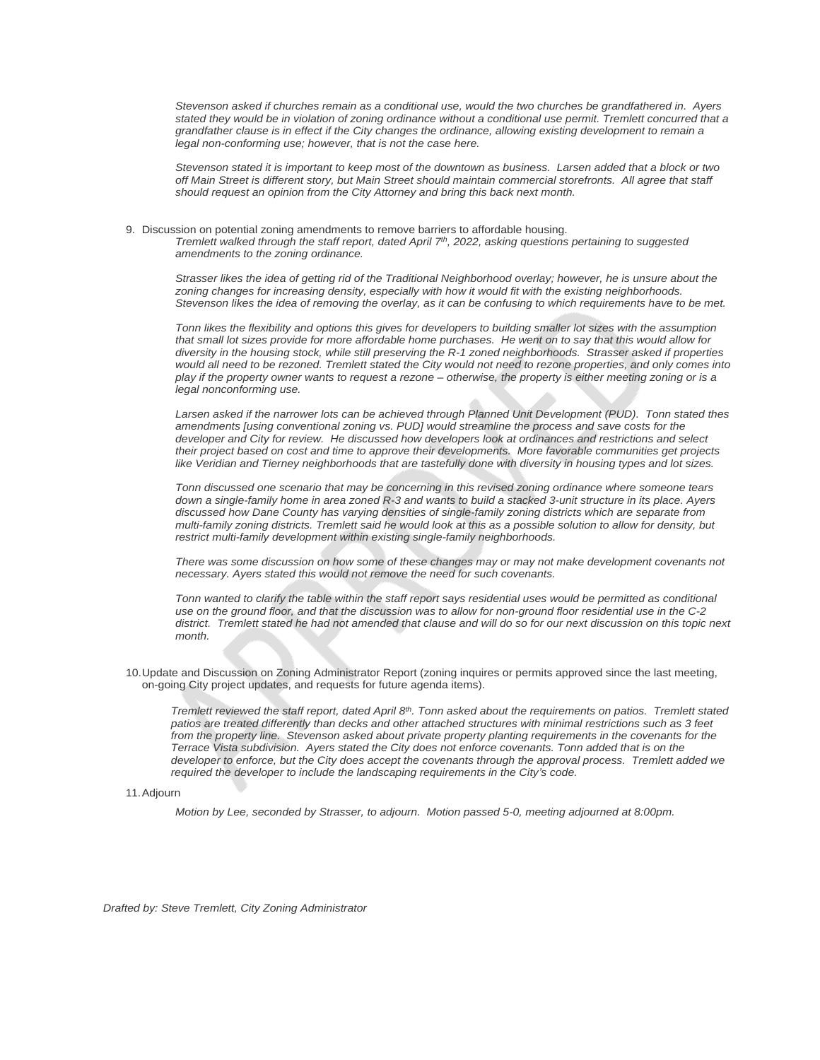*Stevenson asked if churches remain as a conditional use, would the two churches be grandfathered in. Ayers stated they would be in violation of zoning ordinance without a conditional use permit. Tremlett concurred that a grandfather clause is in effect if the City changes the ordinance, allowing existing development to remain a legal non-conforming use; however, that is not the case here.*

*Stevenson stated it is important to keep most of the downtown as business. Larsen added that a block or two off Main Street is different story, but Main Street should maintain commercial storefronts. All agree that staff should request an opinion from the City Attorney and bring this back next month.*

9. Discussion on potential zoning amendments to remove barriers to affordable housing.

   *Tremlett walked through the staff report, dated April 7th, 2022, asking questions pertaining to suggested amendments to the zoning ordinance.*

   *Strasser likes the idea of getting rid of the Traditional Neighborhood overlay; however, he is unsure about the zoning changes for increasing density, especially with how it would fit with the existing neighborhoods. Stevenson likes the idea of removing the overlay, as it can be confusing to which requirements have to be met.*

   *Tonn likes the flexibility and options this gives for developers to building smaller lot sizes with the assumption that small lot sizes provide for more affordable home purchases. He went on to say that this would allow for diversity in the housing stock, while still preserving the R-1 zoned neighborhoods. Strasser asked if properties would all need to be rezoned. Tremlett stated the City would not need to rezone properties, and only comes into play if the property owner wants to request a rezone – otherwise, the property is either meeting zoning or is a legal nonconforming use.*

   *Larsen asked if the narrower lots can be achieved through Planned Unit Development (PUD). Tonn stated thes amendments [using conventional zoning vs. PUD] would streamline the process and save costs for the developer and City for review. He discussed how developers look at ordinances and restrictions and select their project based on cost and time to approve their developments. More favorable communities get projects like Veridian and Tierney neighborhoods that are tastefully done with diversity in housing types and lot sizes.*

   *Tonn discussed one scenario that may be concerning in this revised zoning ordinance where someone tears down a single-family home in area zoned R-3 and wants to build a stacked 3-unit structure in its place. Ayers discussed how Dane County has varying densities of single-family zoning districts which are separate from multi-family zoning districts. Tremlett said he would look at this as a possible solution to allow for density, but restrict multi-family development within existing single-family neighborhoods.*

   *There was some discussion on how some of these changes may or may not make development covenants not necessary. Ayers stated this would not remove the need for such covenants.*

   *Tonn wanted to clarify the table within the staff report says residential uses would be permitted as conditional use on the ground floor, and that the discussion was to allow for non-ground floor residential use in the C-2 district. Tremlett stated he had not amended that clause and will do so for our next discussion on this topic next month.*

10. Update and Discussion on Zoning Administrator Report (zoning inquires or permits approved since the last meeting, on-going City project updates, and requests for future agenda items).

    *Tremlett reviewed the staff report, dated April 8th. Tonn asked about the requirements on patios. Tremlett stated patios are treated differently than decks and other attached structures with minimal restrictions such as 3 feet from the property line. Stevenson asked about private property planting requirements in the covenants for the Terrace Vista subdivision. Ayers stated the City does not enforce covenants. Tonn added that is on the developer to enforce, but the City does accept the covenants through the approval process. Tremlett added we required the developer to include the landscaping requirements in the City's code.*

11. Adjourn

    *Motion by Lee, seconded by Strasser, to adjourn. Motion passed 5-0, meeting adjourned at 8:00pm.*

*Drafted by: Steve Tremlett, City Zoning Administrator*